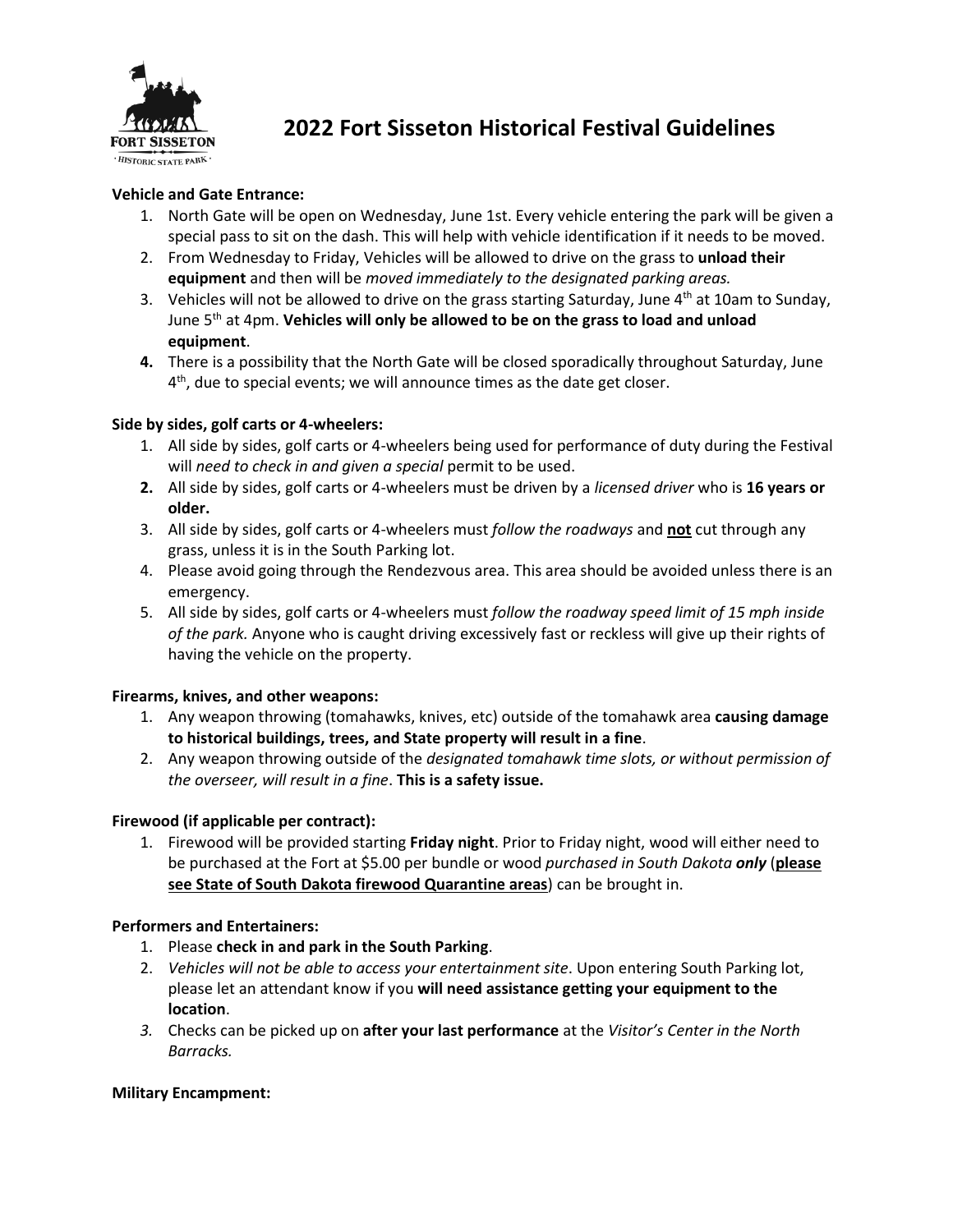# 2022 Fort Sisseton Historical Festival Guidelines

**Vehicle and Gate Entrance:**

1. North Gate will be open on Wednesday, June 1st. Every vehicle entering the park will be given a special pass to sit on the dash. This will help with vehicle identification if it needs to be moved.
2. From Wednesday to Friday, Vehicles will be allowed to drive on the grass to **unload their equipment** and then will be *moved immediately to the designated parking areas.*
3. Vehicles will not be allowed to drive on the grass starting Saturday, June 4th at 10am to Sunday, June 5th at 4pm. **Vehicles will only be allowed to be on the grass to load and unload equipment**.
4. There is a possibility that the North Gate will be closed sporadically throughout Saturday, June 4th, due to special events; we will announce times as the date get closer.

**Side by sides, golf carts or 4-wheelers:**

1. All side by sides, golf carts or 4-wheelers being used for performance of duty during the Festival will *need to check in and given a special* permit to be used.
2. All side by sides, golf carts or 4-wheelers must be driven by a *licensed driver* who is **16 years or older.**
3. All side by sides, golf carts or 4-wheelers must *follow the roadways* and **not** cut through any grass, unless it is in the South Parking lot.
4. Please avoid going through the Rendezvous area. This area should be avoided unless there is an emergency.
5. All side by sides, golf carts or 4-wheelers must *follow the roadway speed limit of 15 mph inside of the park.* Anyone who is caught driving excessively fast or reckless will give up their rights of having the vehicle on the property.

**Firearms, knives, and other weapons:**

1. Any weapon throwing (tomahawks, knives, etc) outside of the tomahawk area **causing damage to historical buildings, trees, and State property will result in a fine**.
2. Any weapon throwing outside of the *designated tomahawk time slots, or without permission of the overseer, will result in a fine*. **This is a safety issue.**

**Firewood (if applicable per contract):**

1. Firewood will be provided starting **Friday night**. Prior to Friday night, wood will either need to be purchased at the Fort at $5.00 per bundle or wood *purchased in South Dakota **only*** (**please see State of South Dakota firewood Quarantine areas**) can be brought in.

**Performers and Entertainers:**

1. Please **check in and park in the South Parking**.
2. *Vehicles will not be able to access your entertainment site*. Upon entering South Parking lot, please let an attendant know if you **will need assistance getting your equipment to the location**.
3. Checks can be picked up on **after your last performance** at the *Visitor's Center in the North Barracks.*

**Military Encampment:**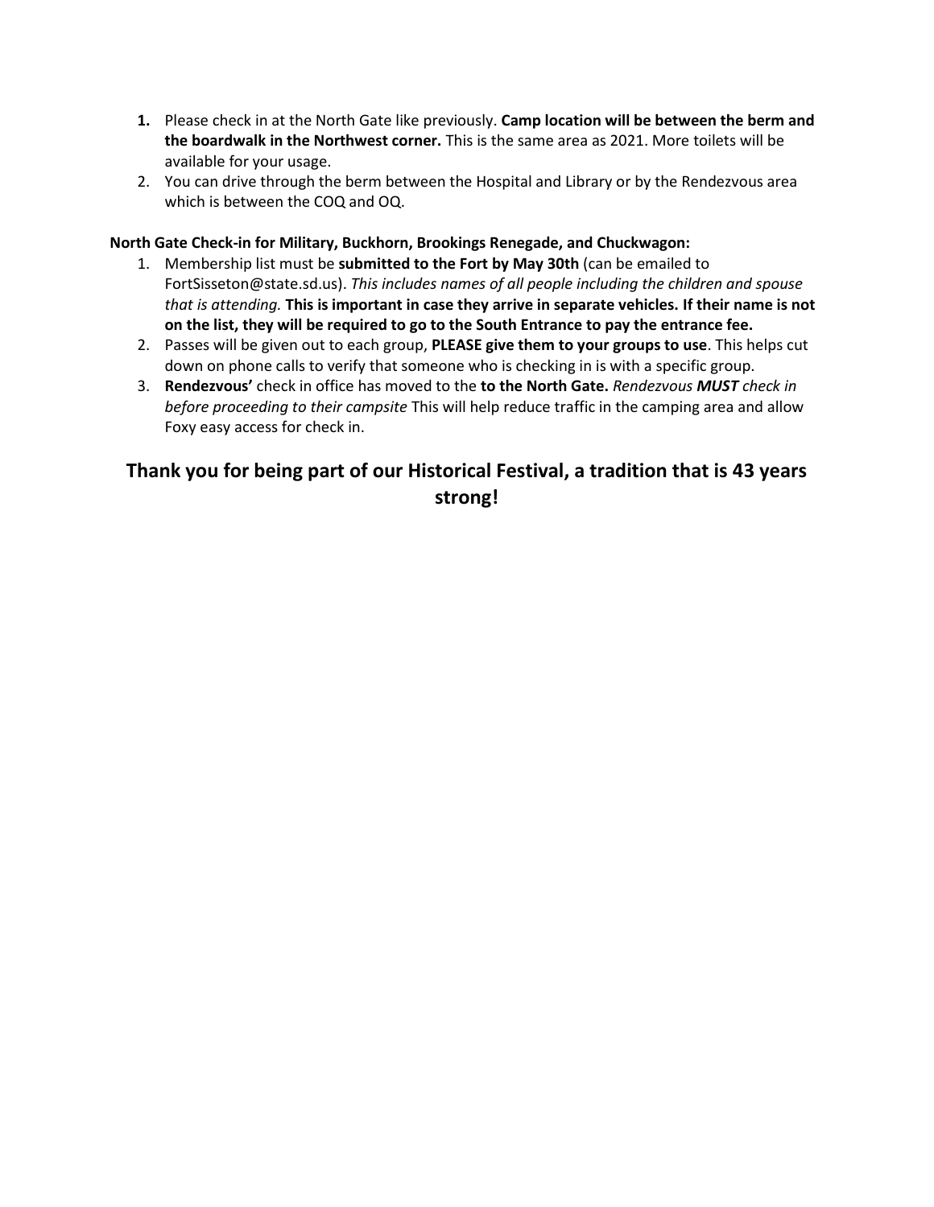1. Please check in at the North Gate like previously. **Camp location will be between the berm and the boardwalk in the Northwest corner.** This is the same area as 2021. More toilets will be available for your usage.
2. You can drive through the berm between the Hospital and Library or by the Rendezvous area which is between the COQ and OQ.

**North Gate Check-in for Military, Buckhorn, Brookings Renegade, and Chuckwagon:**

1. Membership list must be **submitted to the Fort by May 30th** (can be emailed to FortSisseton@state.sd.us). *This includes names of all people including the children and spouse that is attending.* **This is important in case they arrive in separate vehicles. If their name is not on the list, they will be required to go to the South Entrance to pay the entrance fee.**
2. Passes will be given out to each group, **PLEASE give them to your groups to use**. This helps cut down on phone calls to verify that someone who is checking in is with a specific group.
3. **Rendezvous'** check in office has moved to the **to the North Gate.** *Rendezvous **MUST** check in before proceeding to their campsite* This will help reduce traffic in the camping area and allow Foxy easy access for check in.

## Thank you for being part of our Historical Festival, a tradition that is 43 years strong!